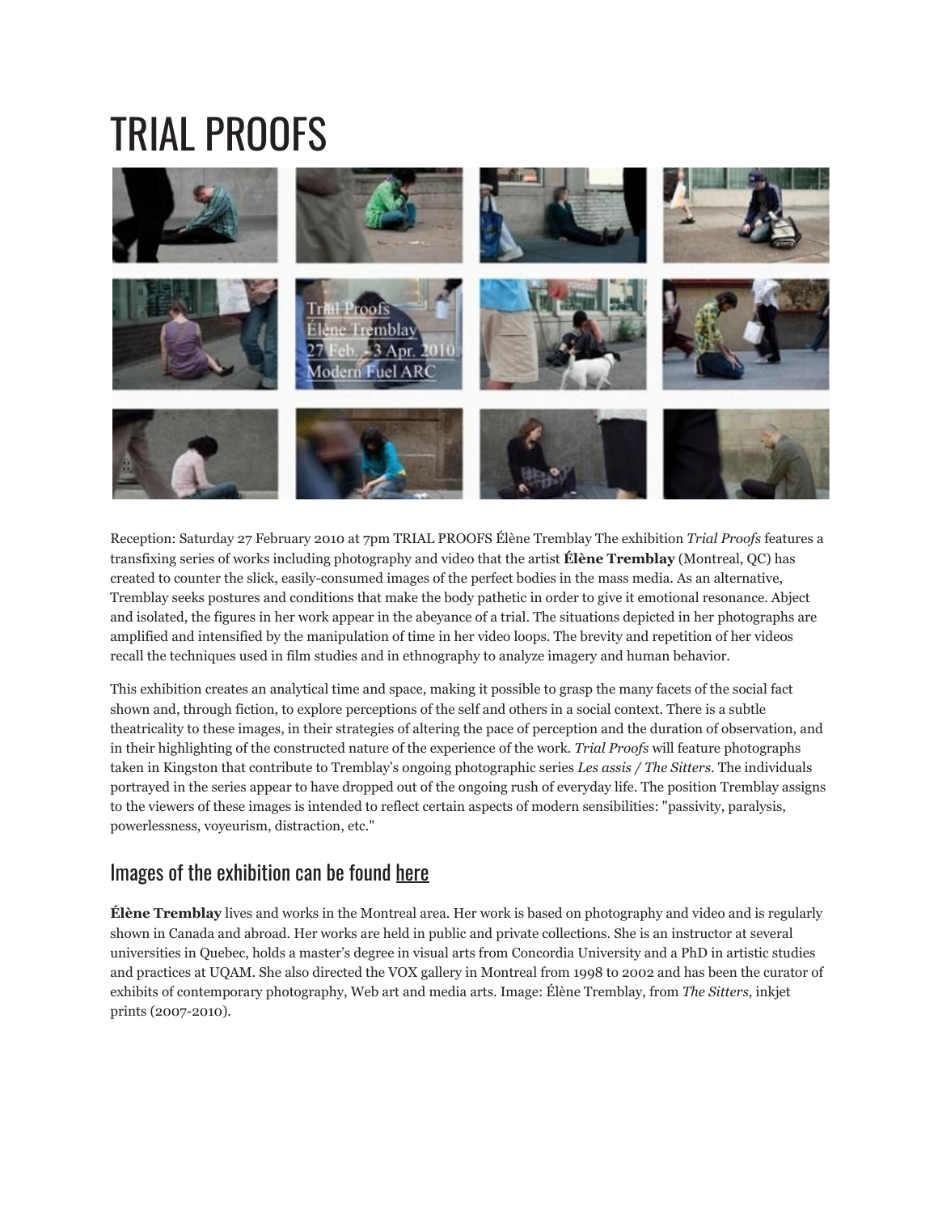# TRIAL PROOFS

Reception: Saturday 27 February 2010 at 7pm TRIAL PROOFS Élène Tremblay The exhibition *Trial Proofs* features a transfixing series of works including photography and video that the artist **Élène Tremblay** (Montreal, QC) has created to counter the slick, easily-consumed images of the perfect bodies in the mass media. As an alternative, Tremblay seeks postures and conditions that make the body pathetic in order to give it emotional resonance. Abject and isolated, the figures in her work appear in the abeyance of a trial. The situations depicted in her photographs are amplified and intensified by the manipulation of time in her video loops. The brevity and repetition of her videos recall the techniques used in film studies and in ethnography to analyze imagery and human behavior.

This exhibition creates an analytical time and space, making it possible to grasp the many facets of the social fact shown and, through fiction, to explore perceptions of the self and others in a social context. There is a subtle theatricality to these images, in their strategies of altering the pace of perception and the duration of observation, and in their highlighting of the constructed nature of the experience of the work. *Trial Proofs* will feature photographs taken in Kingston that contribute to Tremblay's ongoing photographic series *Les assis / The Sitters*. The individuals portrayed in the series appear to have dropped out of the ongoing rush of everyday life. The position Tremblay assigns to the viewers of these images is intended to reflect certain aspects of modern sensibilities: "passivity, paralysis, powerlessness, voyeurism, distraction, etc."

## Images of the exhibition can be found here

**Élène Tremblay** lives and works in the Montreal area. Her work is based on photography and video and is regularly shown in Canada and abroad. Her works are held in public and private collections. She is an instructor at several universities in Quebec, holds a master's degree in visual arts from Concordia University and a PhD in artistic studies and practices at UQAM. She also directed the VOX gallery in Montreal from 1998 to 2002 and has been the curator of exhibits of contemporary photography, Web art and media arts. Image: Élène Tremblay, from *The Sitters*, inkjet prints (2007-2010).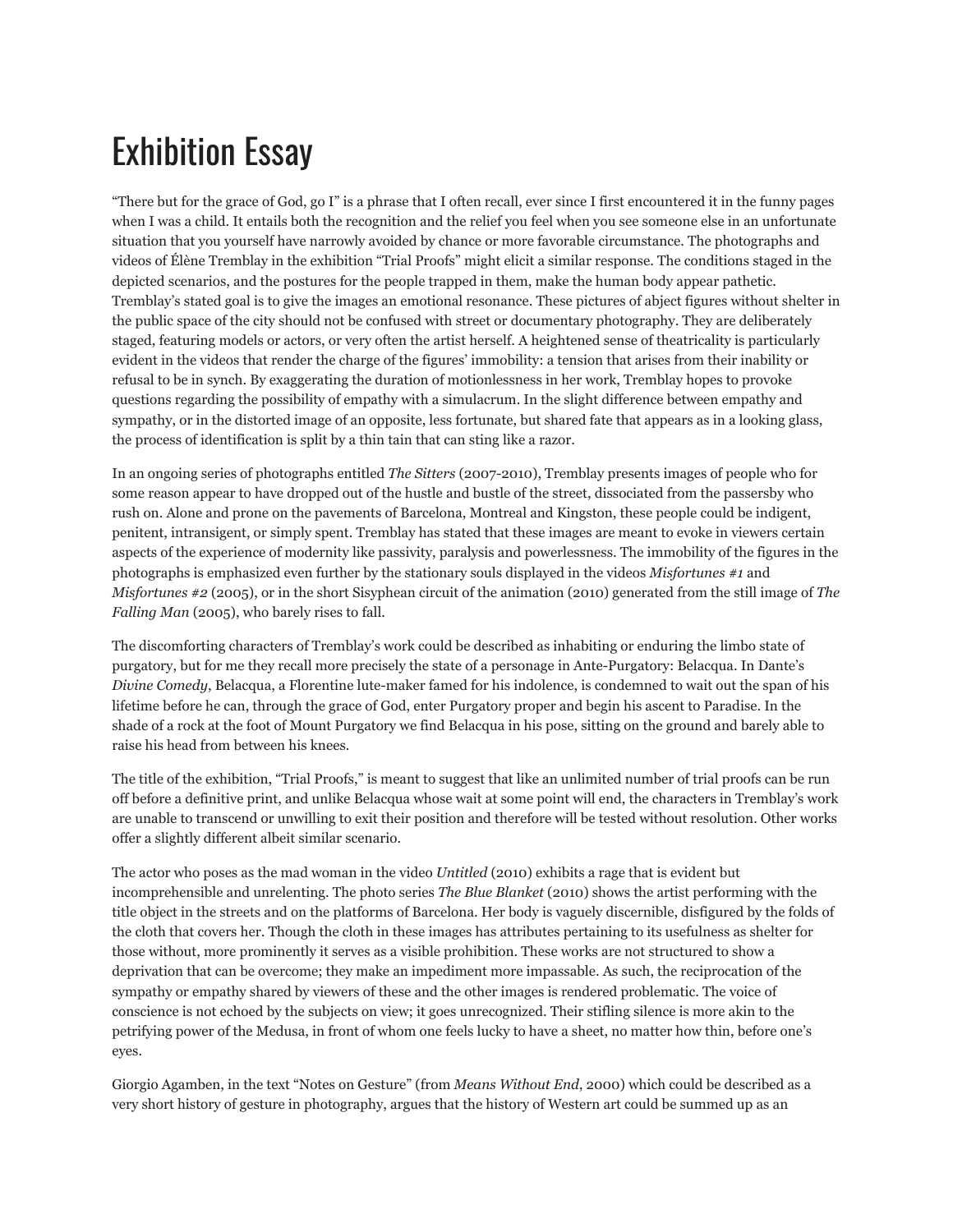# Exhibition Essay

"There but for the grace of God, go I" is a phrase that I often recall, ever since I first encountered it in the funny pages when I was a child. It entails both the recognition and the relief you feel when you see someone else in an unfortunate situation that you yourself have narrowly avoided by chance or more favorable circumstance. The photographs and videos of Élène Tremblay in the exhibition "Trial Proofs" might elicit a similar response. The conditions staged in the depicted scenarios, and the postures for the people trapped in them, make the human body appear pathetic. Tremblay's stated goal is to give the images an emotional resonance. These pictures of abject figures without shelter in the public space of the city should not be confused with street or documentary photography. They are deliberately staged, featuring models or actors, or very often the artist herself. A heightened sense of theatricality is particularly evident in the videos that render the charge of the figures' immobility: a tension that arises from their inability or refusal to be in synch. By exaggerating the duration of motionlessness in her work, Tremblay hopes to provoke questions regarding the possibility of empathy with a simulacrum. In the slight difference between empathy and sympathy, or in the distorted image of an opposite, less fortunate, but shared fate that appears as in a looking glass, the process of identification is split by a thin tain that can sting like a razor.

In an ongoing series of photographs entitled *The Sitters* (2007-2010), Tremblay presents images of people who for some reason appear to have dropped out of the hustle and bustle of the street, dissociated from the passersby who rush on. Alone and prone on the pavements of Barcelona, Montreal and Kingston, these people could be indigent, penitent, intransigent, or simply spent. Tremblay has stated that these images are meant to evoke in viewers certain aspects of the experience of modernity like passivity, paralysis and powerlessness. The immobility of the figures in the photographs is emphasized even further by the stationary souls displayed in the videos *Misfortunes #1* and *Misfortunes #2* (2005), or in the short Sisyphean circuit of the animation (2010) generated from the still image of *The Falling Man* (2005), who barely rises to fall.

The discomforting characters of Tremblay's work could be described as inhabiting or enduring the limbo state of purgatory, but for me they recall more precisely the state of a personage in Ante-Purgatory: Belacqua. In Dante's *Divine Comedy*, Belacqua, a Florentine lute-maker famed for his indolence, is condemned to wait out the span of his lifetime before he can, through the grace of God, enter Purgatory proper and begin his ascent to Paradise. In the shade of a rock at the foot of Mount Purgatory we find Belacqua in his pose, sitting on the ground and barely able to raise his head from between his knees.

The title of the exhibition, "Trial Proofs," is meant to suggest that like an unlimited number of trial proofs can be run off before a definitive print, and unlike Belacqua whose wait at some point will end, the characters in Tremblay's work are unable to transcend or unwilling to exit their position and therefore will be tested without resolution. Other works offer a slightly different albeit similar scenario.

The actor who poses as the mad woman in the video *Untitled* (2010) exhibits a rage that is evident but incomprehensible and unrelenting. The photo series *The Blue Blanket* (2010) shows the artist performing with the title object in the streets and on the platforms of Barcelona. Her body is vaguely discernible, disfigured by the folds of the cloth that covers her. Though the cloth in these images has attributes pertaining to its usefulness as shelter for those without, more prominently it serves as a visible prohibition. These works are not structured to show a deprivation that can be overcome; they make an impediment more impassable. As such, the reciprocation of the sympathy or empathy shared by viewers of these and the other images is rendered problematic. The voice of conscience is not echoed by the subjects on view; it goes unrecognized. Their stifling silence is more akin to the petrifying power of the Medusa, in front of whom one feels lucky to have a sheet, no matter how thin, before one's eyes.

Giorgio Agamben, in the text "Notes on Gesture" (from *Means Without End*, 2000) which could be described as a very short history of gesture in photography, argues that the history of Western art could be summed up as an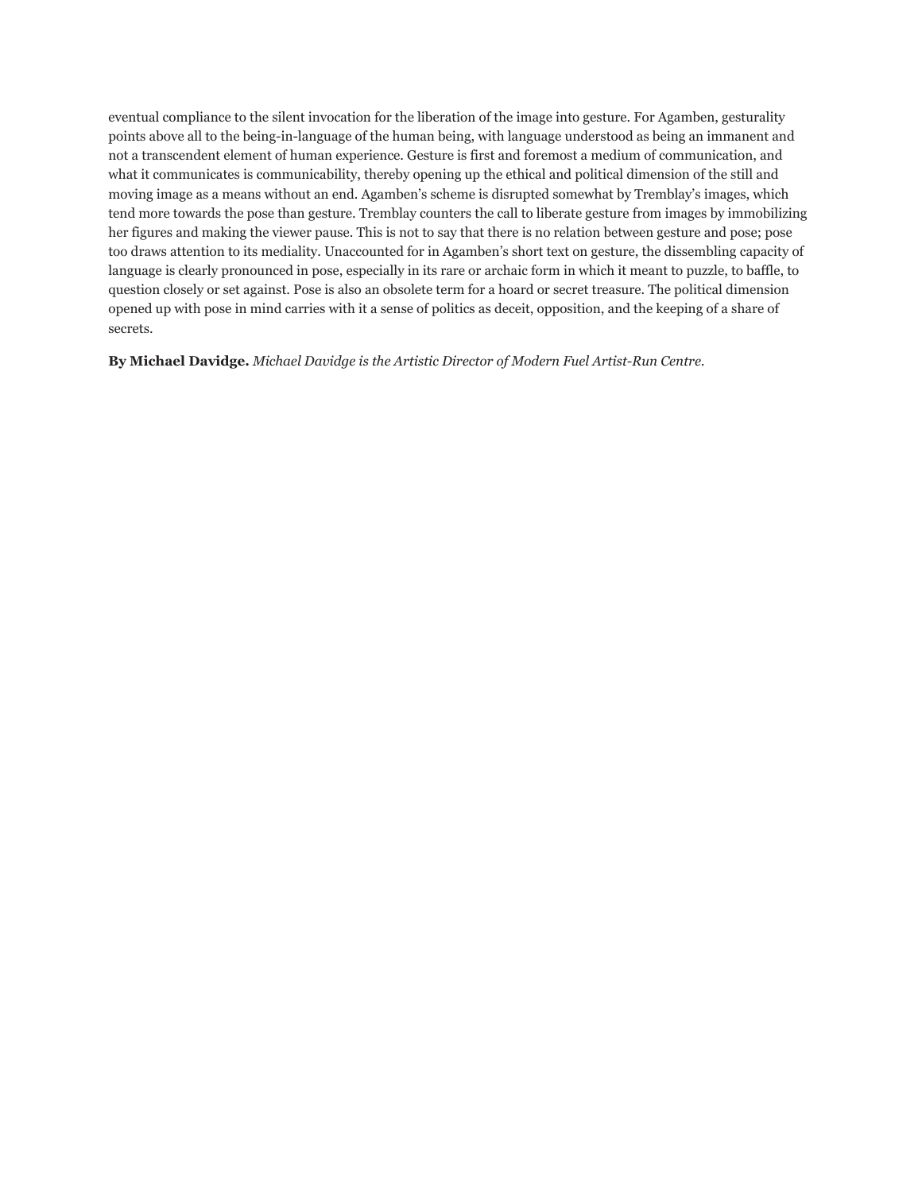eventual compliance to the silent invocation for the liberation of the image into gesture. For Agamben, gesturality points above all to the being-in-language of the human being, with language understood as being an immanent and not a transcendent element of human experience. Gesture is first and foremost a medium of communication, and what it communicates is communicability, thereby opening up the ethical and political dimension of the still and moving image as a means without an end. Agamben's scheme is disrupted somewhat by Tremblay's images, which tend more towards the pose than gesture. Tremblay counters the call to liberate gesture from images by immobilizing her figures and making the viewer pause. This is not to say that there is no relation between gesture and pose; pose too draws attention to its mediality. Unaccounted for in Agamben's short text on gesture, the dissembling capacity of language is clearly pronounced in pose, especially in its rare or archaic form in which it meant to puzzle, to baffle, to question closely or set against. Pose is also an obsolete term for a hoard or secret treasure. The political dimension opened up with pose in mind carries with it a sense of politics as deceit, opposition, and the keeping of a share of secrets.

**By Michael Davidge.** *Michael Davidge is the Artistic Director of Modern Fuel Artist-Run Centre.*